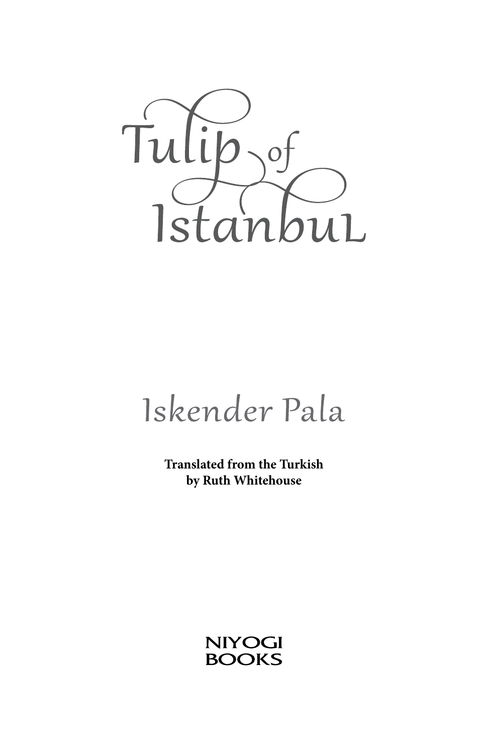# Tulip of Istanbul

## Iskender Pala

**Translated from the Turkish**
**by Ruth Whitehouse**

NIYOGI
BOOKS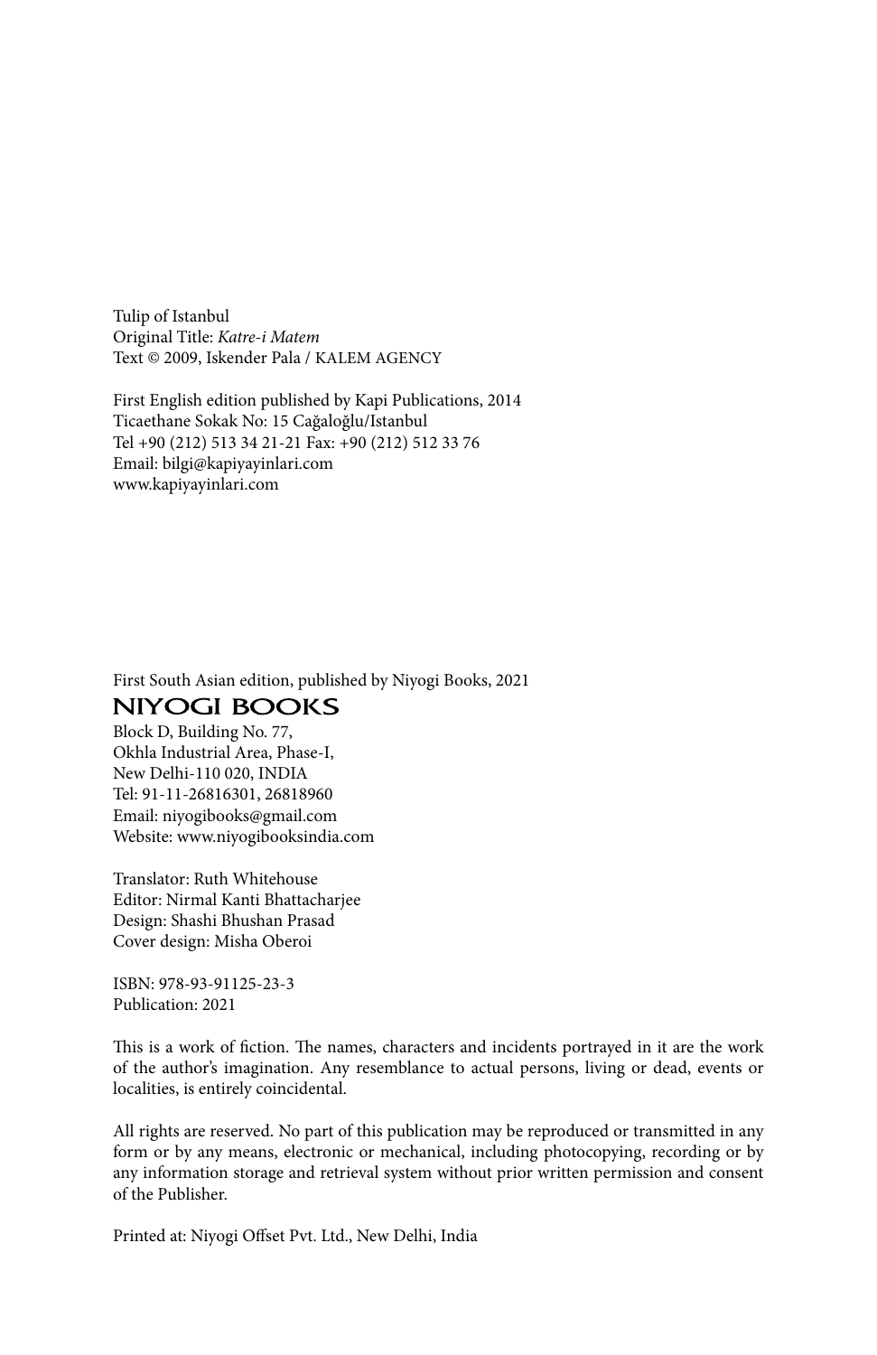Tulip of Istanbul
Original Title: *Katre-i Matem*
Text © 2009, Iskender Pala / KALEM AGENCY

First English edition published by Kapi Publications, 2014
Ticaethane Sokak No: 15 Cağaloğlu/Istanbul
Tel +90 (212) 513 34 21-21 Fax: +90 (212) 512 33 76
Email: bilgi@kapiyayinlari.com
www.kapiyayinlari.com

First South Asian edition, published by Niyogi Books, 2021

NIYOGI BOOKS
Block D, Building No. 77,
Okhla Industrial Area, Phase-I,
New Delhi-110 020, INDIA
Tel: 91-11-26816301, 26818960
Email: niyogibooks@gmail.com
Website: www.niyogibooksindia.com

Translator: Ruth Whitehouse
Editor: Nirmal Kanti Bhattacharjee
Design: Shashi Bhushan Prasad
Cover design: Misha Oberoi

ISBN: 978-93-91125-23-3
Publication: 2021

This is a work of fiction. The names, characters and incidents portrayed in it are the work of the author's imagination. Any resemblance to actual persons, living or dead, events or localities, is entirely coincidental.

All rights are reserved. No part of this publication may be reproduced or transmitted in any form or by any means, electronic or mechanical, including photocopying, recording or by any information storage and retrieval system without prior written permission and consent of the Publisher.

Printed at: Niyogi Offset Pvt. Ltd., New Delhi, India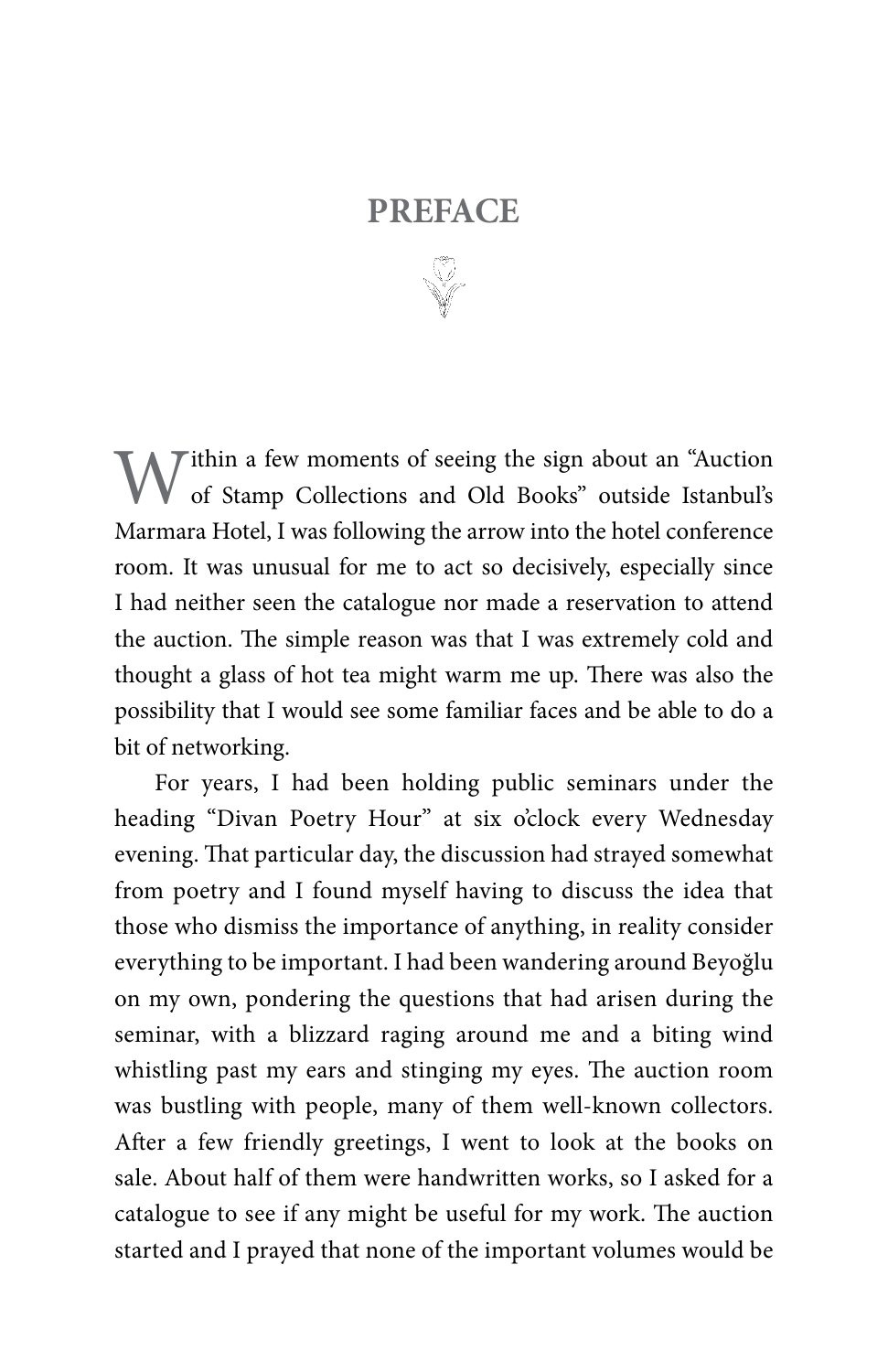# PREFACE

Within a few moments of seeing the sign about an "Auction of Stamp Collections and Old Books" outside Istanbul's Marmara Hotel, I was following the arrow into the hotel conference room. It was unusual for me to act so decisively, especially since I had neither seen the catalogue nor made a reservation to attend the auction. The simple reason was that I was extremely cold and thought a glass of hot tea might warm me up. There was also the possibility that I would see some familiar faces and be able to do a bit of networking.

For years, I had been holding public seminars under the heading "Divan Poetry Hour" at six o'clock every Wednesday evening. That particular day, the discussion had strayed somewhat from poetry and I found myself having to discuss the idea that those who dismiss the importance of anything, in reality consider everything to be important. I had been wandering around Beyoğlu on my own, pondering the questions that had arisen during the seminar, with a blizzard raging around me and a biting wind whistling past my ears and stinging my eyes. The auction room was bustling with people, many of them well-known collectors. After a few friendly greetings, I went to look at the books on sale. About half of them were handwritten works, so I asked for a catalogue to see if any might be useful for my work. The auction started and I prayed that none of the important volumes would be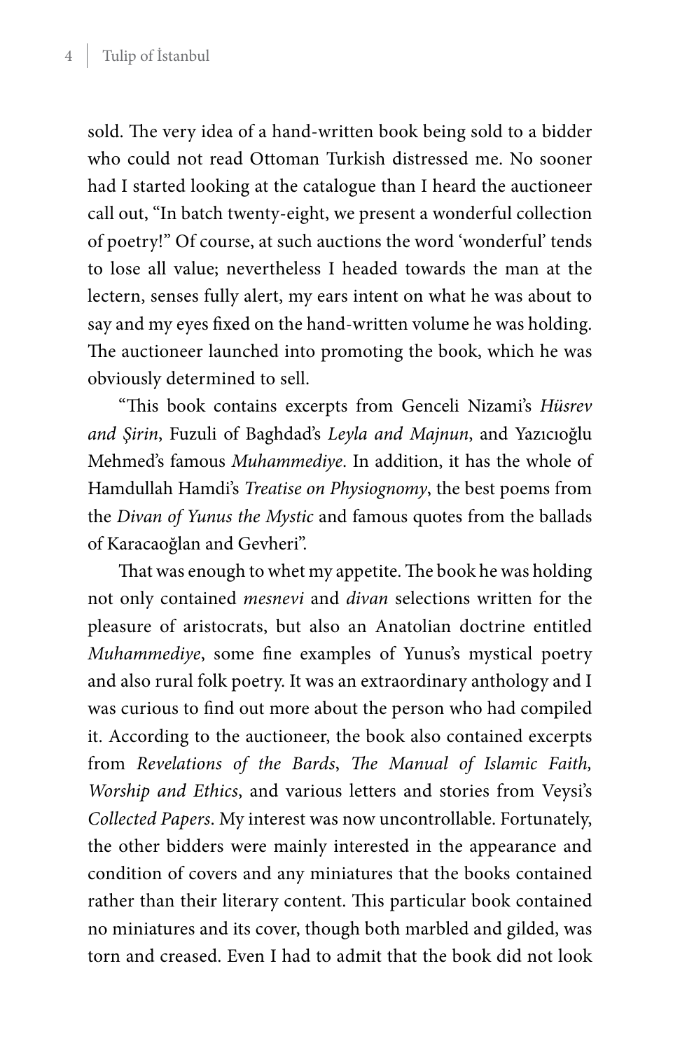sold. The very idea of a hand-written book being sold to a bidder who could not read Ottoman Turkish distressed me. No sooner had I started looking at the catalogue than I heard the auctioneer call out, "In batch twenty-eight, we present a wonderful collection of poetry!" Of course, at such auctions the word 'wonderful' tends to lose all value; nevertheless I headed towards the man at the lectern, senses fully alert, my ears intent on what he was about to say and my eyes fixed on the hand-written volume he was holding. The auctioneer launched into promoting the book, which he was obviously determined to sell.

"This book contains excerpts from Genceli Nizami's *Hüsrev and Şirin*, Fuzuli of Baghdad's *Leyla and Majnun*, and Yazıcıoğlu Mehmed's famous *Muhammediye*. In addition, it has the whole of Hamdullah Hamdi's *Treatise on Physiognomy*, the best poems from the *Divan of Yunus the Mystic* and famous quotes from the ballads of Karacaoğlan and Gevheri".

That was enough to whet my appetite. The book he was holding not only contained *mesnevi* and *divan* selections written for the pleasure of aristocrats, but also an Anatolian doctrine entitled *Muhammediye*, some fine examples of Yunus's mystical poetry and also rural folk poetry. It was an extraordinary anthology and I was curious to find out more about the person who had compiled it. According to the auctioneer, the book also contained excerpts from *Revelations of the Bards*, *The Manual of Islamic Faith, Worship and Ethics*, and various letters and stories from Veysi's *Collected Papers*. My interest was now uncontrollable. Fortunately, the other bidders were mainly interested in the appearance and condition of covers and any miniatures that the books contained rather than their literary content. This particular book contained no miniatures and its cover, though both marbled and gilded, was torn and creased. Even I had to admit that the book did not look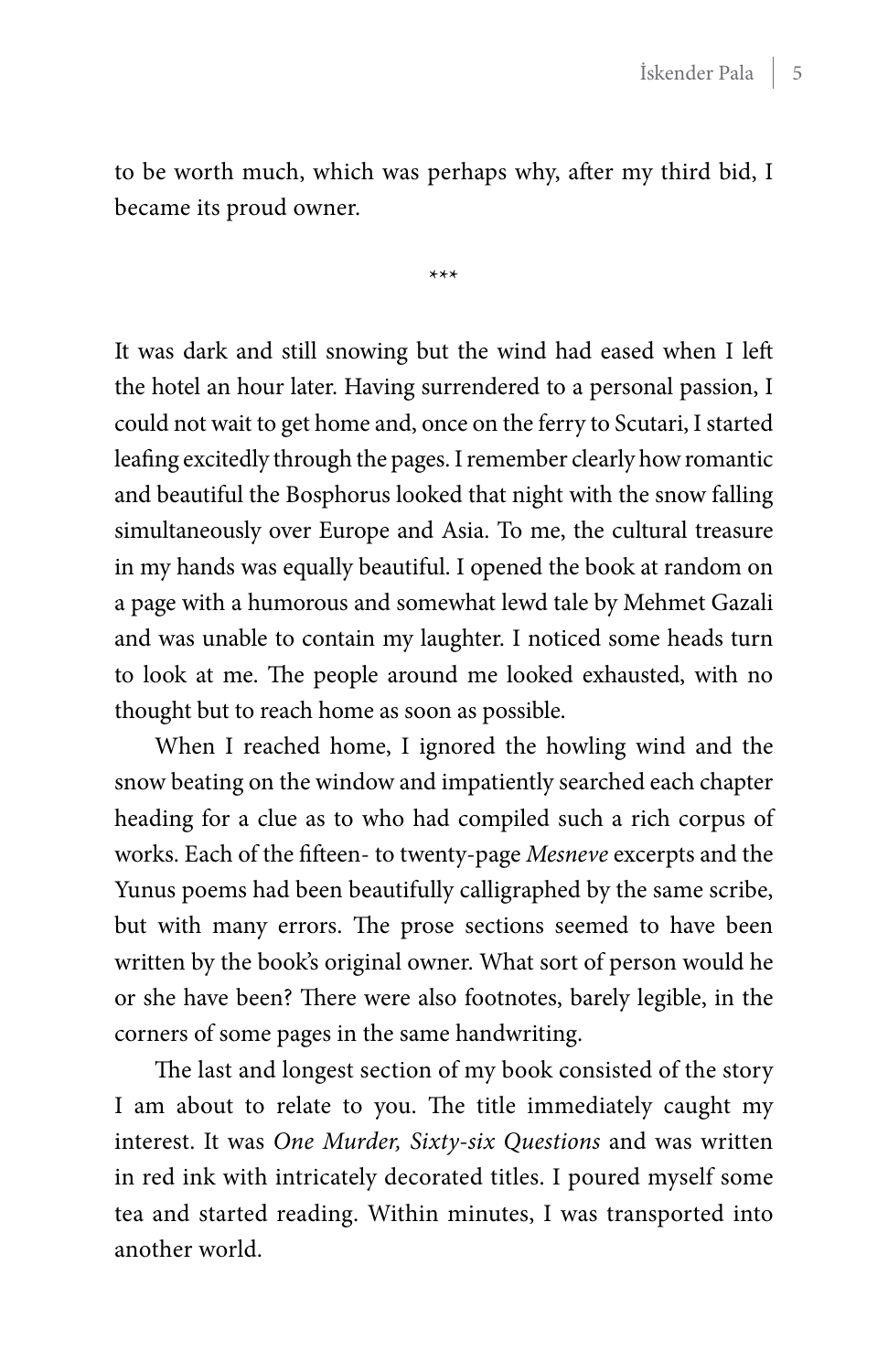to be worth much, which was perhaps why, after my third bid, I became its proud owner.

***

It was dark and still snowing but the wind had eased when I left the hotel an hour later. Having surrendered to a personal passion, I could not wait to get home and, once on the ferry to Scutari, I started leafing excitedly through the pages. I remember clearly how romantic and beautiful the Bosphorus looked that night with the snow falling simultaneously over Europe and Asia. To me, the cultural treasure in my hands was equally beautiful. I opened the book at random on a page with a humorous and somewhat lewd tale by Mehmet Gazali and was unable to contain my laughter. I noticed some heads turn to look at me. The people around me looked exhausted, with no thought but to reach home as soon as possible.

When I reached home, I ignored the howling wind and the snow beating on the window and impatiently searched each chapter heading for a clue as to who had compiled such a rich corpus of works. Each of the fifteen- to twenty-page *Mesneve* excerpts and the Yunus poems had been beautifully calligraphed by the same scribe, but with many errors. The prose sections seemed to have been written by the book's original owner. What sort of person would he or she have been? There were also footnotes, barely legible, in the corners of some pages in the same handwriting.

The last and longest section of my book consisted of the story I am about to relate to you. The title immediately caught my interest. It was *One Murder, Sixty-six Questions* and was written in red ink with intricately decorated titles. I poured myself some tea and started reading. Within minutes, I was transported into another world.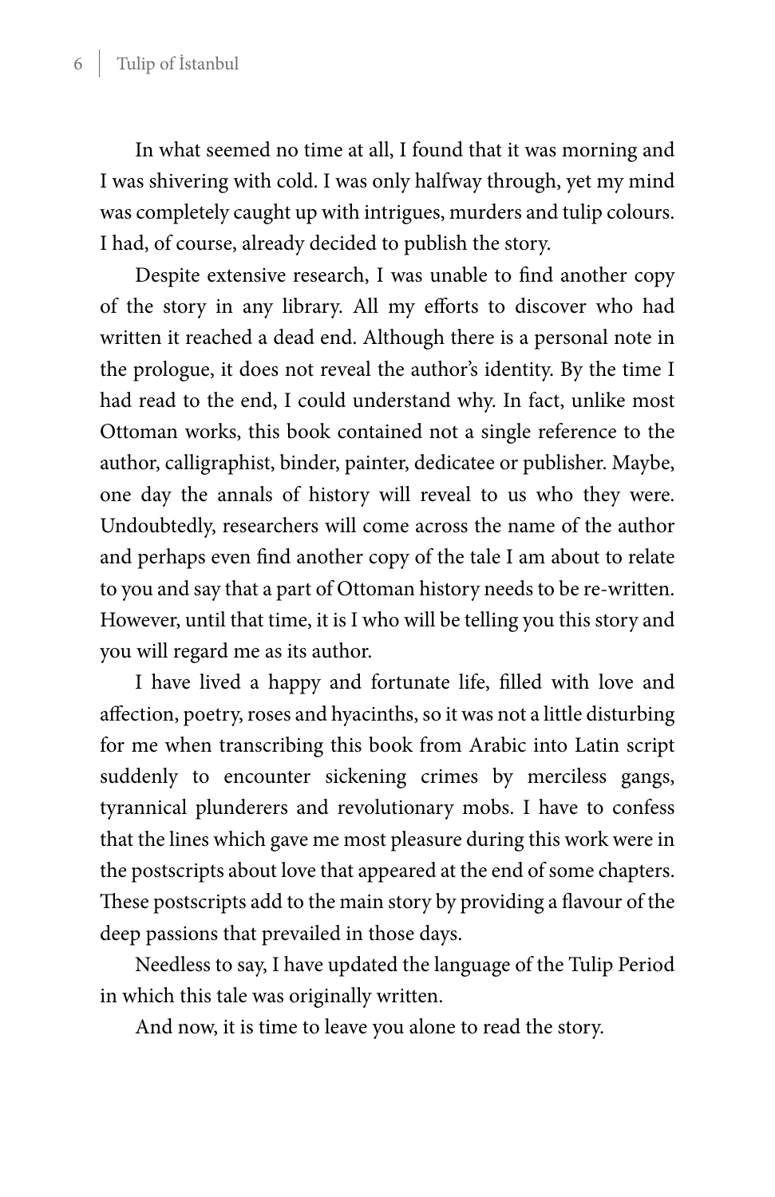In what seemed no time at all, I found that it was morning and I was shivering with cold. I was only halfway through, yet my mind was completely caught up with intrigues, murders and tulip colours. I had, of course, already decided to publish the story.

Despite extensive research, I was unable to find another copy of the story in any library. All my efforts to discover who had written it reached a dead end. Although there is a personal note in the prologue, it does not reveal the author's identity. By the time I had read to the end, I could understand why. In fact, unlike most Ottoman works, this book contained not a single reference to the author, calligraphist, binder, painter, dedicatee or publisher. Maybe, one day the annals of history will reveal to us who they were. Undoubtedly, researchers will come across the name of the author and perhaps even find another copy of the tale I am about to relate to you and say that a part of Ottoman history needs to be re-written. However, until that time, it is I who will be telling you this story and you will regard me as its author.

I have lived a happy and fortunate life, filled with love and affection, poetry, roses and hyacinths, so it was not a little disturbing for me when transcribing this book from Arabic into Latin script suddenly to encounter sickening crimes by merciless gangs, tyrannical plunderers and revolutionary mobs. I have to confess that the lines which gave me most pleasure during this work were in the postscripts about love that appeared at the end of some chapters. These postscripts add to the main story by providing a flavour of the deep passions that prevailed in those days.

Needless to say, I have updated the language of the Tulip Period in which this tale was originally written.

And now, it is time to leave you alone to read the story.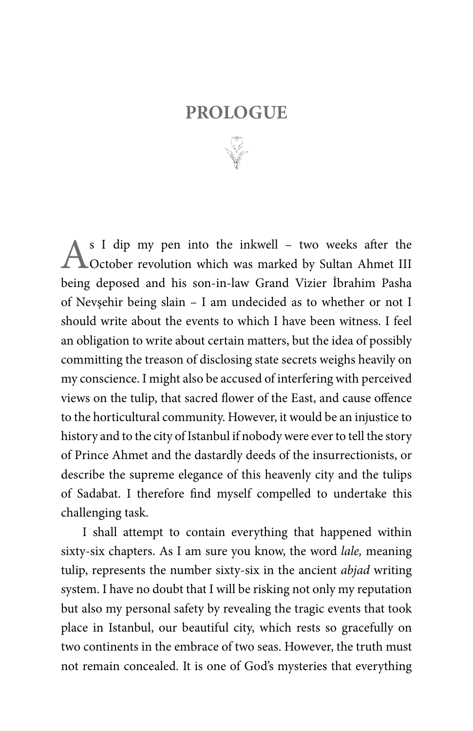# PROLOGUE

As I dip my pen into the inkwell – two weeks after the October revolution which was marked by Sultan Ahmet III being deposed and his son-in-law Grand Vizier İbrahim Pasha of Nevşehir being slain – I am undecided as to whether or not I should write about the events to which I have been witness. I feel an obligation to write about certain matters, but the idea of possibly committing the treason of disclosing state secrets weighs heavily on my conscience. I might also be accused of interfering with perceived views on the tulip, that sacred flower of the East, and cause offence to the horticultural community. However, it would be an injustice to history and to the city of Istanbul if nobody were ever to tell the story of Prince Ahmet and the dastardly deeds of the insurrectionists, or describe the supreme elegance of this heavenly city and the tulips of Sadabat. I therefore find myself compelled to undertake this challenging task.

I shall attempt to contain everything that happened within sixty-six chapters. As I am sure you know, the word *lale,* meaning tulip, represents the number sixty-six in the ancient *abjad* writing system. I have no doubt that I will be risking not only my reputation but also my personal safety by revealing the tragic events that took place in Istanbul, our beautiful city, which rests so gracefully on two continents in the embrace of two seas. However, the truth must not remain concealed. It is one of God's mysteries that everything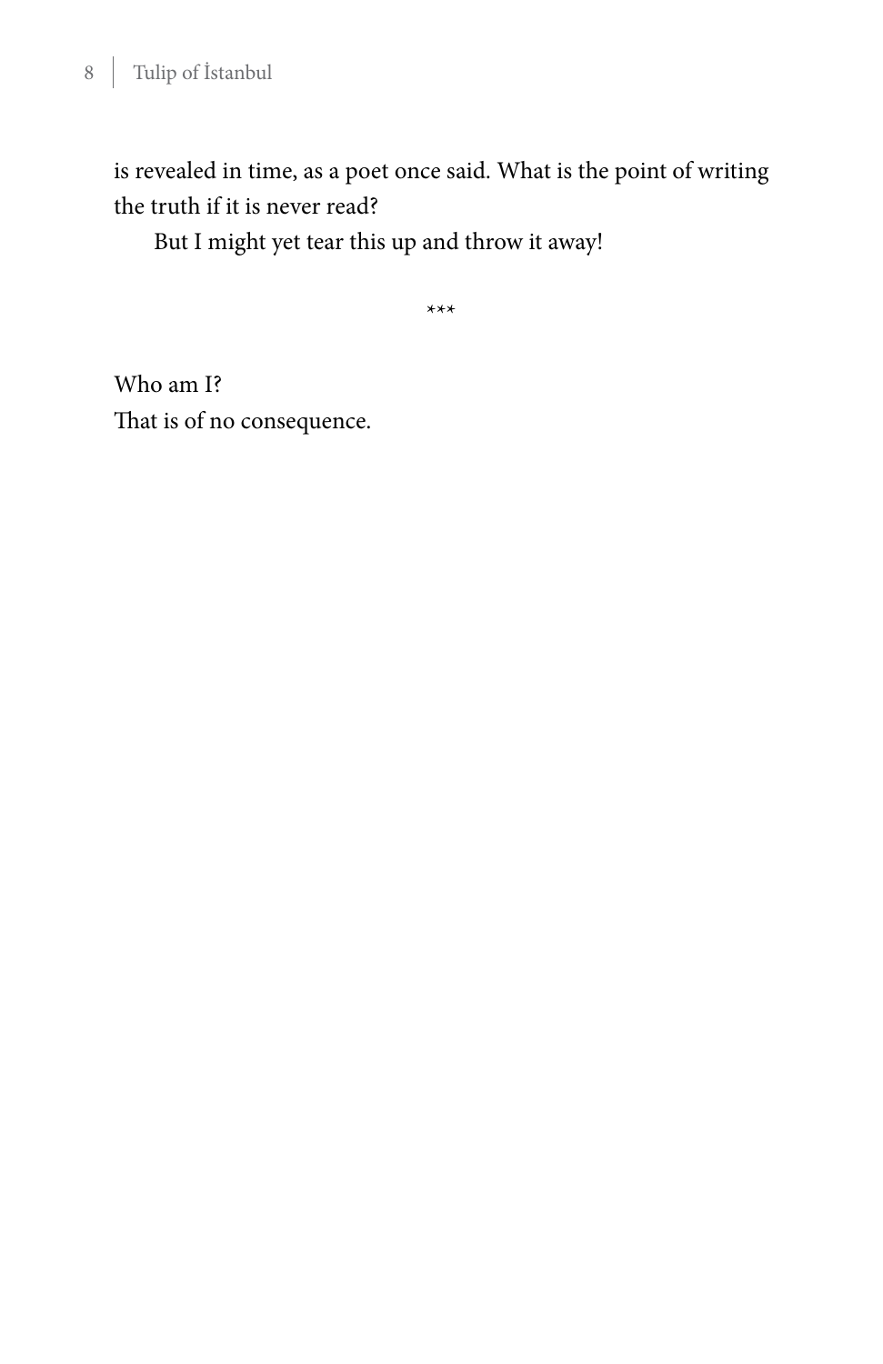is revealed in time, as a poet once said. What is the point of writing the truth if it is never read?

But I might yet tear this up and throw it away!

***

Who am I?  
That is of no consequence.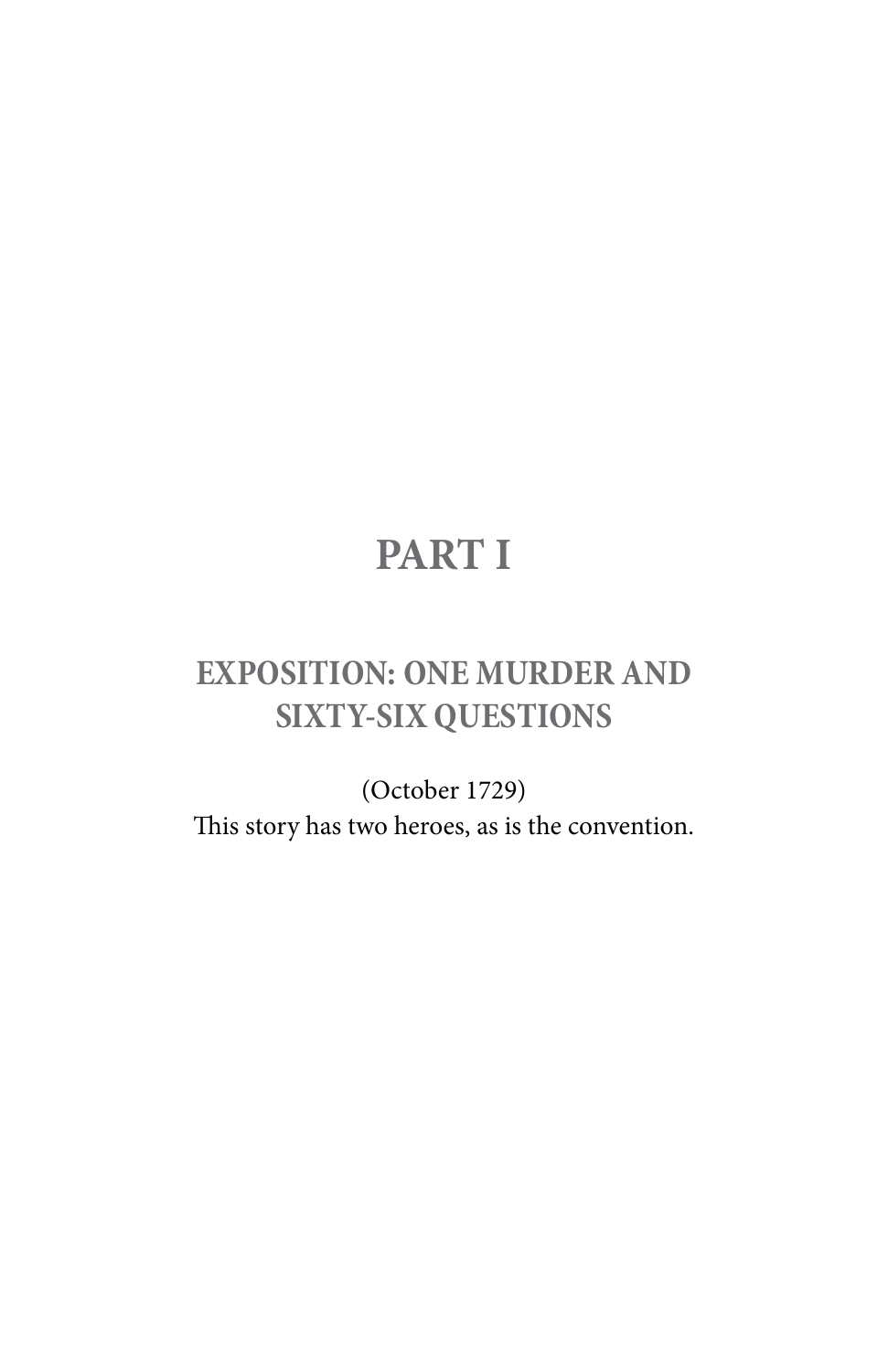# PART I

## EXPOSITION: ONE MURDER AND SIXTY-SIX QUESTIONS

(October 1729)

This story has two heroes, as is the convention.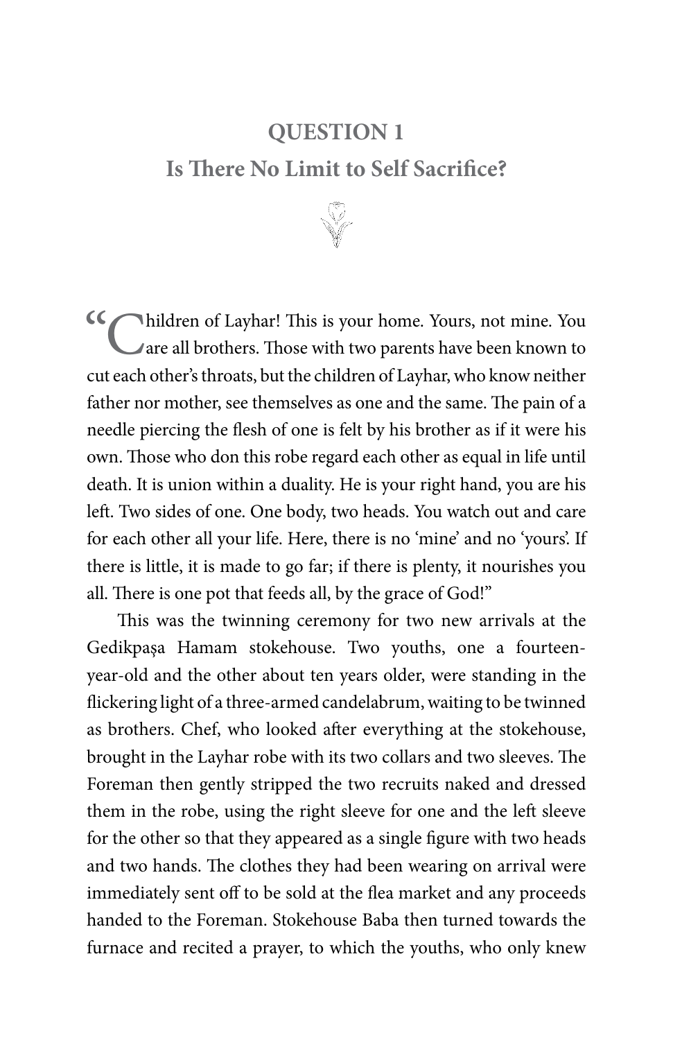## QUESTION 1

## Is There No Limit to Self Sacrifice?

"Children of Layhar! This is your home. Yours, not mine. You are all brothers. Those with two parents have been known to cut each other's throats, but the children of Layhar, who know neither father nor mother, see themselves as one and the same. The pain of a needle piercing the flesh of one is felt by his brother as if it were his own. Those who don this robe regard each other as equal in life until death. It is union within a duality. He is your right hand, you are his left. Two sides of one. One body, two heads. You watch out and care for each other all your life. Here, there is no 'mine' and no 'yours'. If there is little, it is made to go far; if there is plenty, it nourishes you all. There is one pot that feeds all, by the grace of God!"

This was the twinning ceremony for two new arrivals at the Gedikpaşa Hamam stokehouse. Two youths, one a fourteen-year-old and the other about ten years older, were standing in the flickering light of a three-armed candelabrum, waiting to be twinned as brothers. Chef, who looked after everything at the stokehouse, brought in the Layhar robe with its two collars and two sleeves. The Foreman then gently stripped the two recruits naked and dressed them in the robe, using the right sleeve for one and the left sleeve for the other so that they appeared as a single figure with two heads and two hands. The clothes they had been wearing on arrival were immediately sent off to be sold at the flea market and any proceeds handed to the Foreman. Stokehouse Baba then turned towards the furnace and recited a prayer, to which the youths, who only knew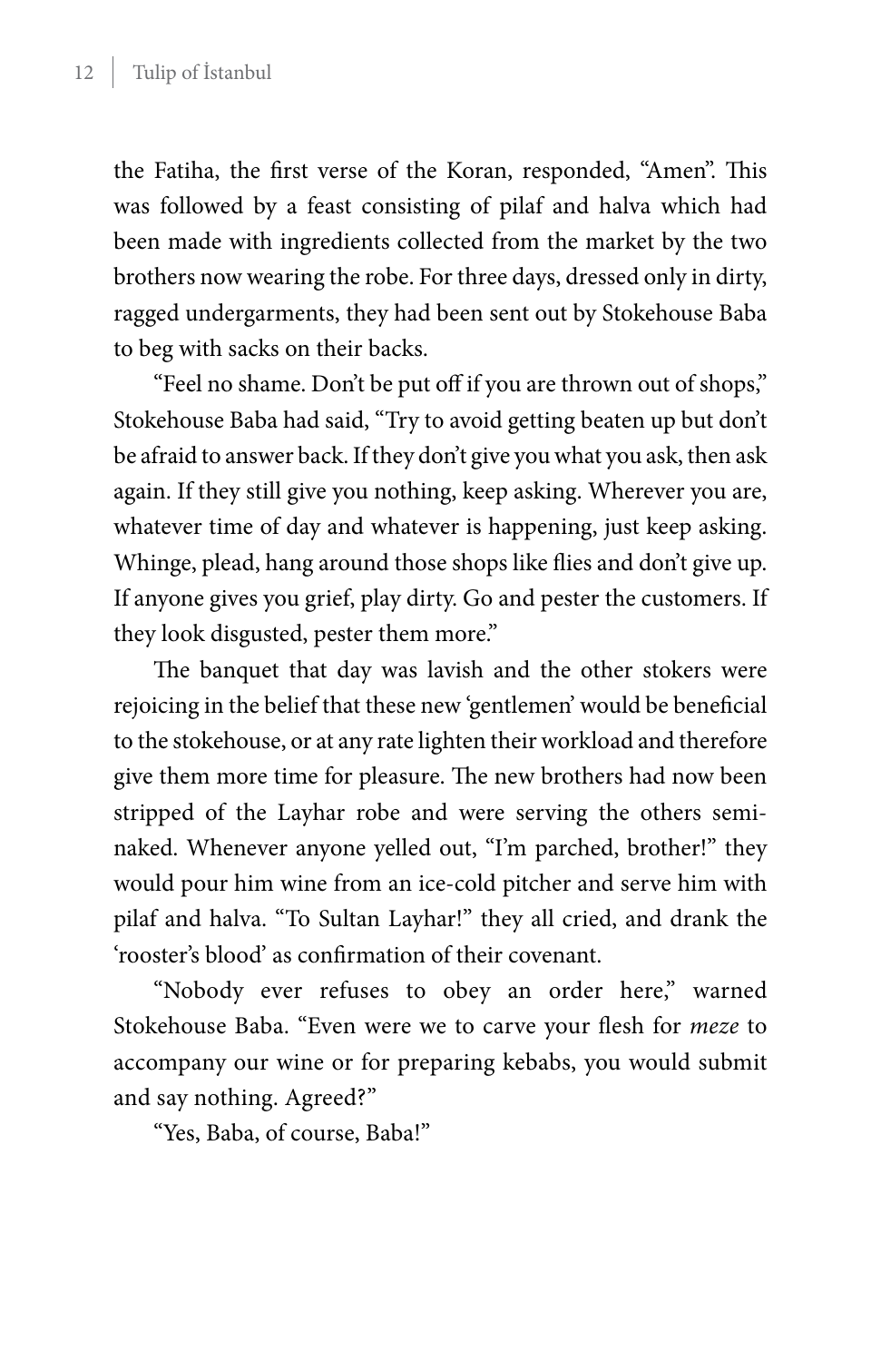the Fatiha, the first verse of the Koran, responded, "Amen". This was followed by a feast consisting of pilaf and halva which had been made with ingredients collected from the market by the two brothers now wearing the robe. For three days, dressed only in dirty, ragged undergarments, they had been sent out by Stokehouse Baba to beg with sacks on their backs.

"Feel no shame. Don't be put off if you are thrown out of shops," Stokehouse Baba had said, "Try to avoid getting beaten up but don't be afraid to answer back. If they don't give you what you ask, then ask again. If they still give you nothing, keep asking. Wherever you are, whatever time of day and whatever is happening, just keep asking. Whinge, plead, hang around those shops like flies and don't give up. If anyone gives you grief, play dirty. Go and pester the customers. If they look disgusted, pester them more."

The banquet that day was lavish and the other stokers were rejoicing in the belief that these new 'gentlemen' would be beneficial to the stokehouse, or at any rate lighten their workload and therefore give them more time for pleasure. The new brothers had now been stripped of the Layhar robe and were serving the others semi-naked. Whenever anyone yelled out, "I'm parched, brother!" they would pour him wine from an ice-cold pitcher and serve him with pilaf and halva. "To Sultan Layhar!" they all cried, and drank the 'rooster's blood' as confirmation of their covenant.

"Nobody ever refuses to obey an order here," warned Stokehouse Baba. "Even were we to carve your flesh for *meze* to accompany our wine or for preparing kebabs, you would submit and say nothing. Agreed?"

"Yes, Baba, of course, Baba!"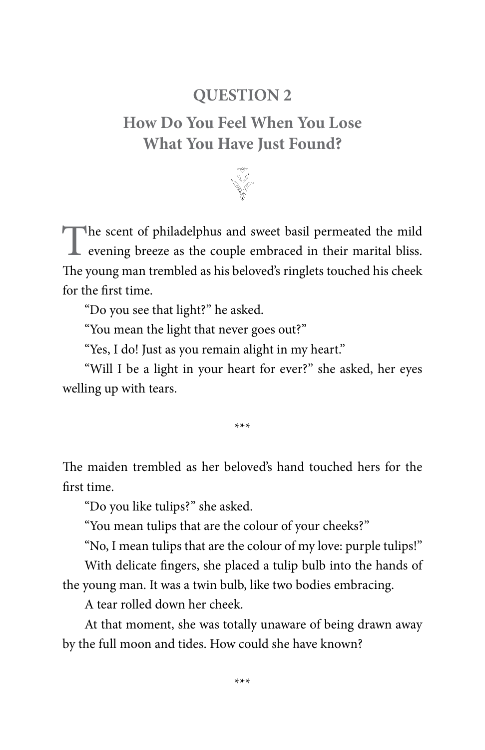## QUESTION 2

## How Do You Feel When You Lose What You Have Just Found?

The scent of philadelphus and sweet basil permeated the mild evening breeze as the couple embraced in their marital bliss. The young man trembled as his beloved's ringlets touched his cheek for the first time.

"Do you see that light?" he asked.

"You mean the light that never goes out?"

"Yes, I do! Just as you remain alight in my heart."

"Will I be a light in your heart for ever?" she asked, her eyes welling up with tears.

\*\*\*

The maiden trembled as her beloved's hand touched hers for the first time.

"Do you like tulips?" she asked.

"You mean tulips that are the colour of your cheeks?"

"No, I mean tulips that are the colour of my love: purple tulips!"

With delicate fingers, she placed a tulip bulb into the hands of the young man. It was a twin bulb, like two bodies embracing.

A tear rolled down her cheek.

At that moment, she was totally unaware of being drawn away by the full moon and tides. How could she have known?

\*\*\*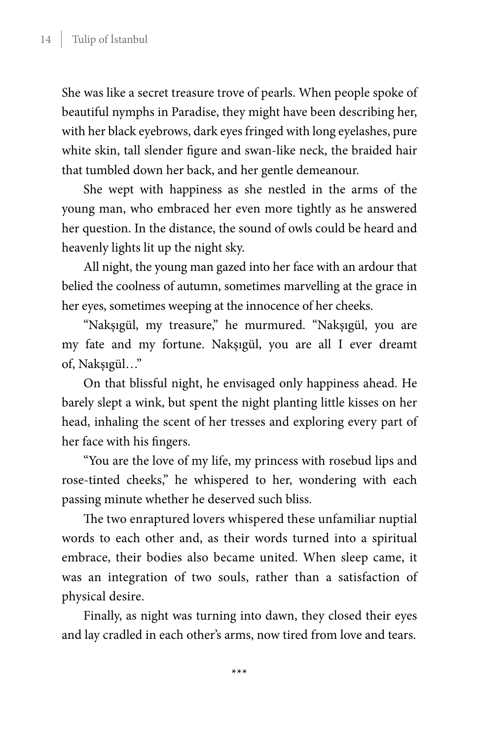She was like a secret treasure trove of pearls. When people spoke of beautiful nymphs in Paradise, they might have been describing her, with her black eyebrows, dark eyes fringed with long eyelashes, pure white skin, tall slender figure and swan-like neck, the braided hair that tumbled down her back, and her gentle demeanour.

She wept with happiness as she nestled in the arms of the young man, who embraced her even more tightly as he answered her question. In the distance, the sound of owls could be heard and heavenly lights lit up the night sky.

All night, the young man gazed into her face with an ardour that belied the coolness of autumn, sometimes marvelling at the grace in her eyes, sometimes weeping at the innocence of her cheeks.

"Nakşıgül, my treasure," he murmured. "Nakşıgül, you are my fate and my fortune. Nakşıgül, you are all I ever dreamt of, Nakşıgül…"

On that blissful night, he envisaged only happiness ahead. He barely slept a wink, but spent the night planting little kisses on her head, inhaling the scent of her tresses and exploring every part of her face with his fingers.

"You are the love of my life, my princess with rosebud lips and rose-tinted cheeks," he whispered to her, wondering with each passing minute whether he deserved such bliss.

The two enraptured lovers whispered these unfamiliar nuptial words to each other and, as their words turned into a spiritual embrace, their bodies also became united. When sleep came, it was an integration of two souls, rather than a satisfaction of physical desire.

Finally, as night was turning into dawn, they closed their eyes and lay cradled in each other's arms, now tired from love and tears.

***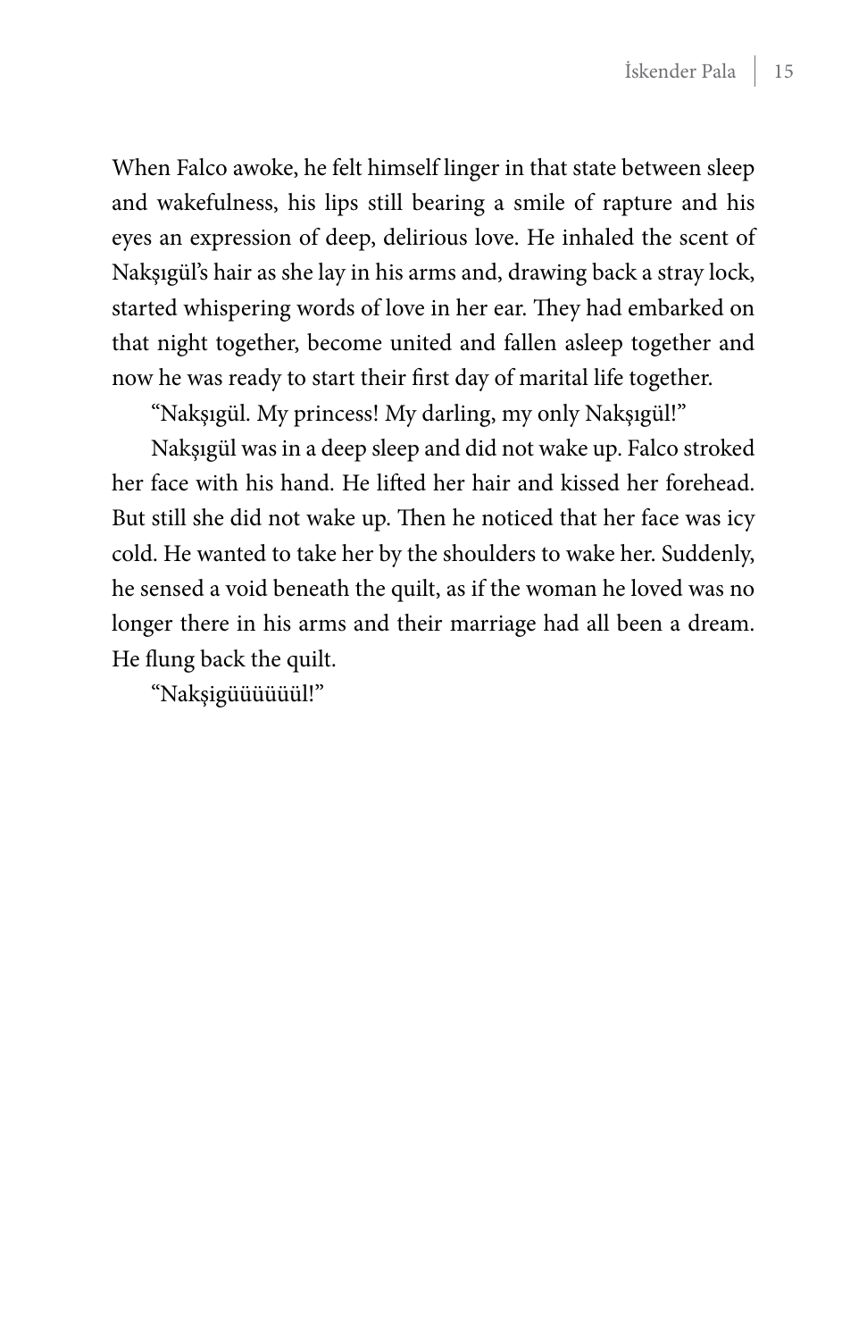When Falco awoke, he felt himself linger in that state between sleep and wakefulness, his lips still bearing a smile of rapture and his eyes an expression of deep, delirious love. He inhaled the scent of Nakşıgül's hair as she lay in his arms and, drawing back a stray lock, started whispering words of love in her ear. They had embarked on that night together, become united and fallen asleep together and now he was ready to start their first day of marital life together.

"Nakşıgül. My princess! My darling, my only Nakşıgül!"

Nakşıgül was in a deep sleep and did not wake up. Falco stroked her face with his hand. He lifted her hair and kissed her forehead. But still she did not wake up. Then he noticed that her face was icy cold. He wanted to take her by the shoulders to wake her. Suddenly, he sensed a void beneath the quilt, as if the woman he loved was no longer there in his arms and their marriage had all been a dream. He flung back the quilt.

"Nakşigüüüüüül!"